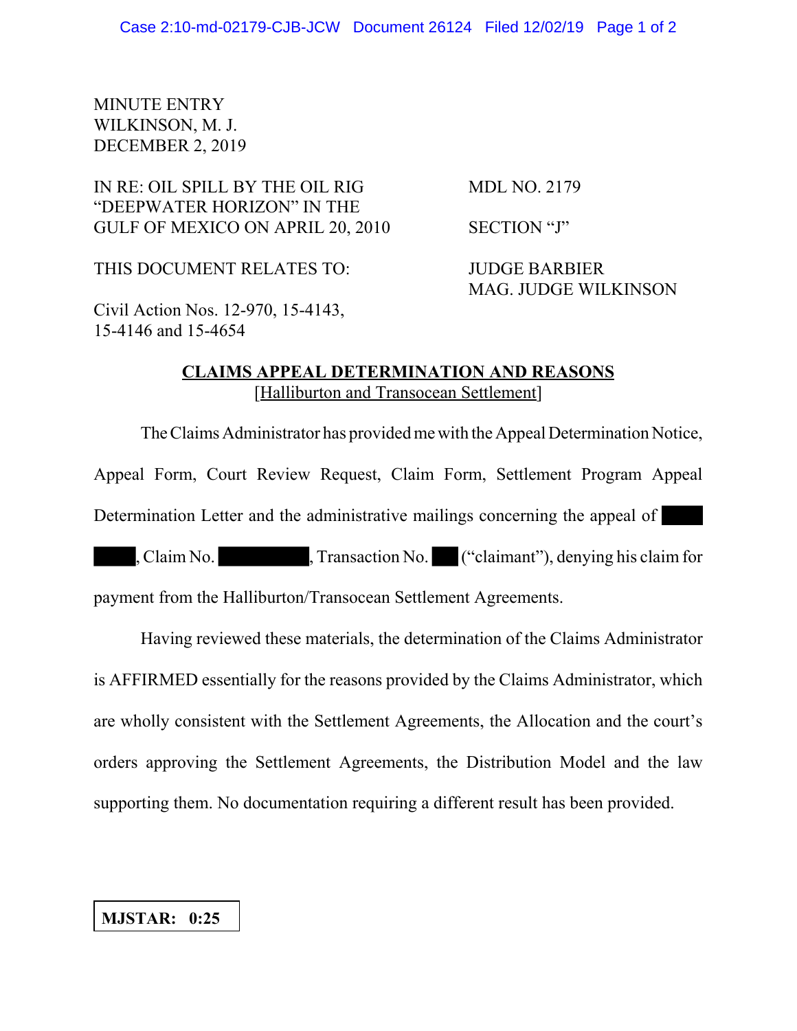MINUTE ENTRY
WILKINSON, M. J.
DECEMBER 2, 2019

IN RE: OIL SPILL BY THE OIL RIG "DEEPWATER HORIZON" IN THE GULF OF MEXICO ON APRIL 20, 2010

MDL NO. 2179

SECTION "J"

THIS DOCUMENT RELATES TO:

JUDGE BARBIER
MAG. JUDGE WILKINSON

Civil Action Nos. 12-970, 15-4143, 15-4146 and 15-4654

## CLAIMS APPEAL DETERMINATION AND REASONS

[Halliburton and Transocean Settlement]

The Claims Administrator has provided me with the Appeal Determination Notice, Appeal Form, Court Review Request, Claim Form, Settlement Program Appeal Determination Letter and the administrative mailings concerning the appeal of ████ ████, Claim No. ████████, Transaction No. ██ ("claimant"), denying his claim for payment from the Halliburton/Transocean Settlement Agreements.

Having reviewed these materials, the determination of the Claims Administrator is AFFIRMED essentially for the reasons provided by the Claims Administrator, which are wholly consistent with the Settlement Agreements, the Allocation and the court's orders approving the Settlement Agreements, the Distribution Model and the law supporting them. No documentation requiring a different result has been provided.

**MJSTAR: 0:25**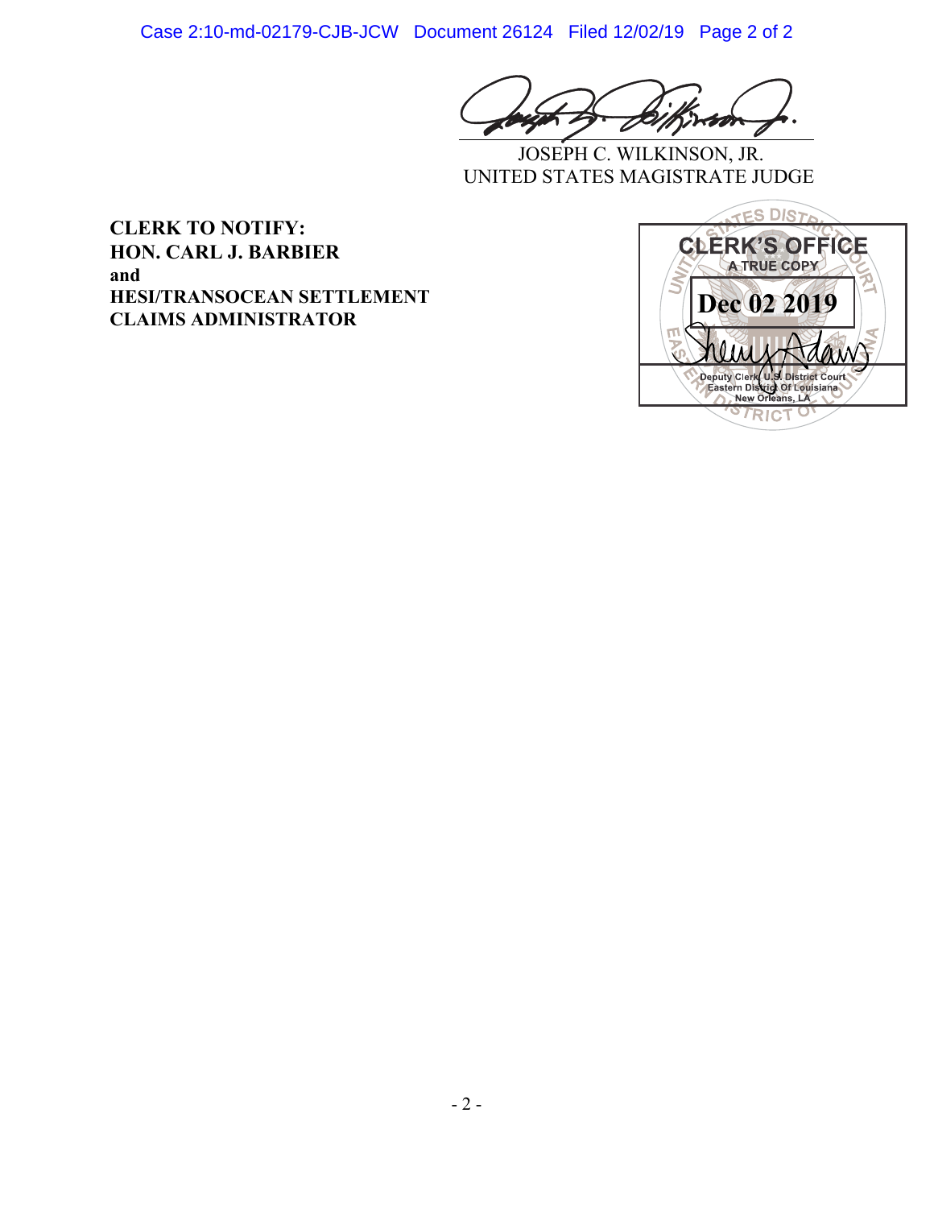JOSEPH C. WILKINSON, JR.
UNITED STATES MAGISTRATE JUDGE

**CLERK TO NOTIFY:**
**HON. CARL J. BARBIER**
**and**
**HESI/TRANSOCEAN SETTLEMENT CLAIMS ADMINISTRATOR**

CLERK'S OFFICE
A TRUE COPY
Dec 02 2019
Deputy Clerk, U.S. District Court
Eastern District Of Louisiana
New Orleans, LA